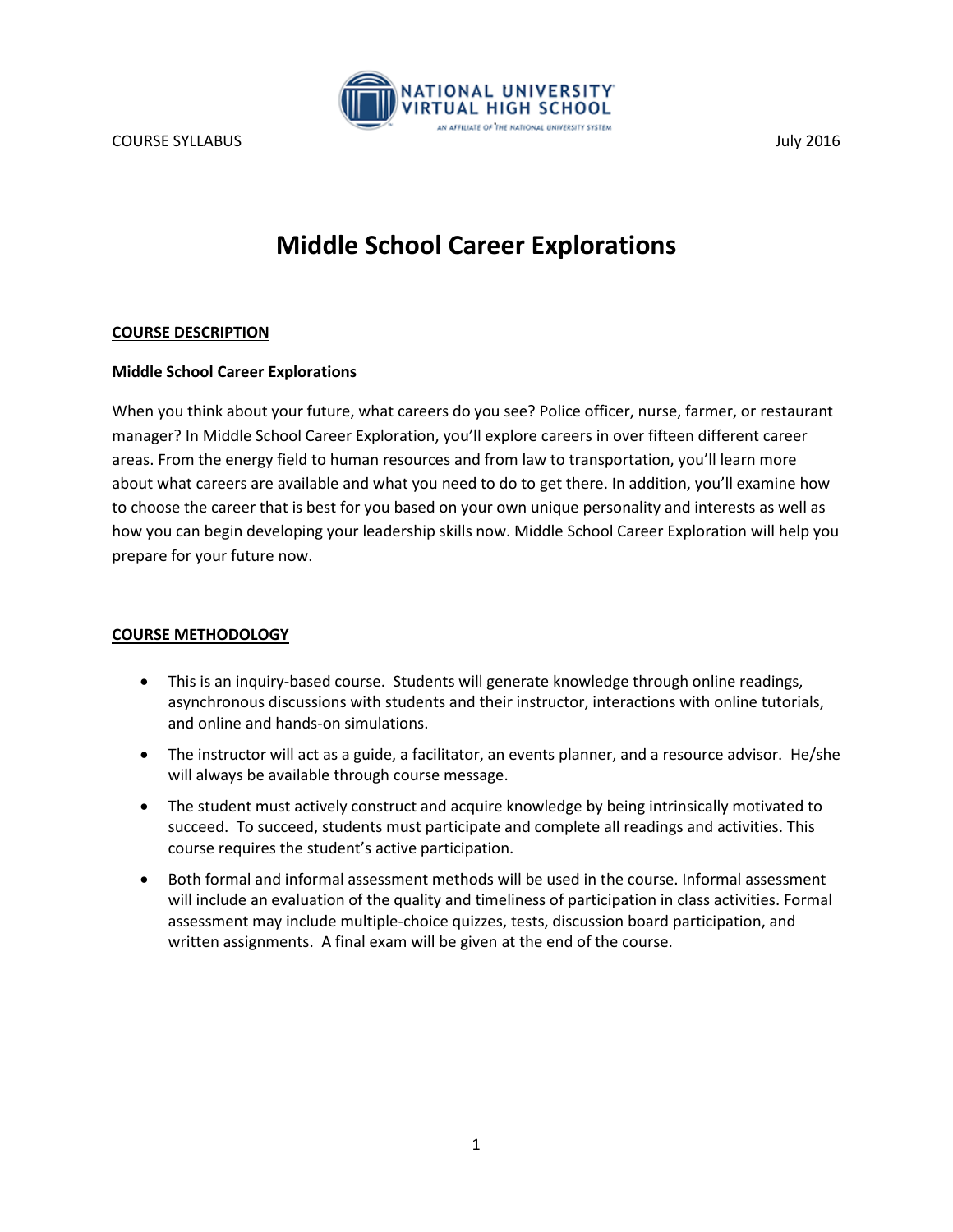COURSE SYLLABUS July 2016

# Middle School Career Explorations

## COURSE DESCRIPTION

**Middle School Career Explorations**

When you think about your future, what careers do you see? Police officer, nurse, farmer, or restaurant manager? In Middle School Career Exploration, you'll explore careers in over fifteen different career areas. From the energy field to human resources and from law to transportation, you'll learn more about what careers are available and what you need to do to get there. In addition, you'll examine how to choose the career that is best for you based on your own unique personality and interests as well as how you can begin developing your leadership skills now. Middle School Career Exploration will help you prepare for your future now.

## COURSE METHODOLOGY

- This is an inquiry-based course. Students will generate knowledge through online readings, asynchronous discussions with students and their instructor, interactions with online tutorials, and online and hands-on simulations.
- The instructor will act as a guide, a facilitator, an events planner, and a resource advisor. He/she will always be available through course message.
- The student must actively construct and acquire knowledge by being intrinsically motivated to succeed. To succeed, students must participate and complete all readings and activities. This course requires the student's active participation.
- Both formal and informal assessment methods will be used in the course. Informal assessment will include an evaluation of the quality and timeliness of participation in class activities. Formal assessment may include multiple-choice quizzes, tests, discussion board participation, and written assignments. A final exam will be given at the end of the course.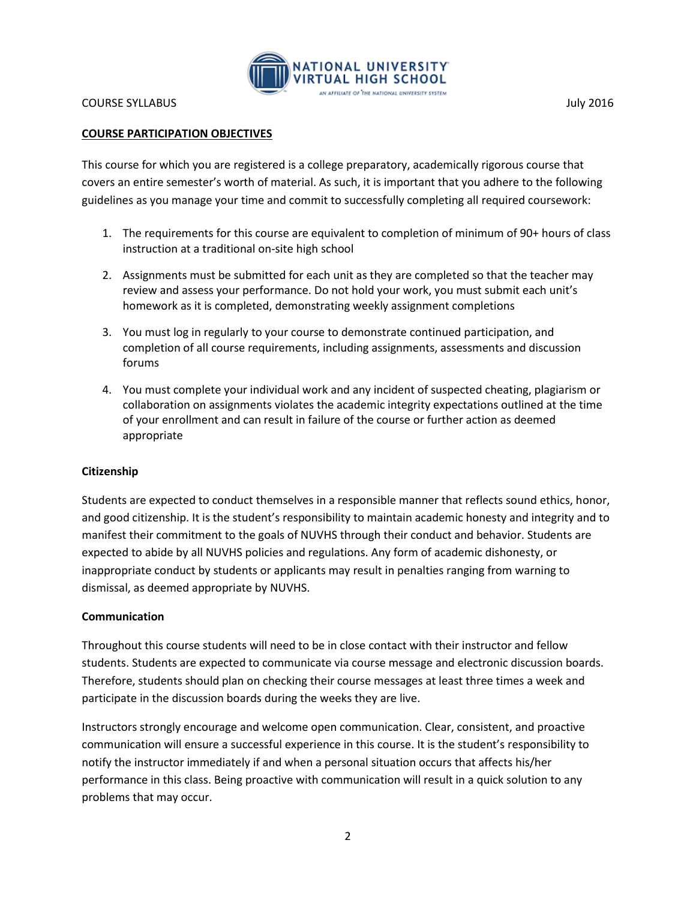## COURSE PARTICIPATION OBJECTIVES

This course for which you are registered is a college preparatory, academically rigorous course that covers an entire semester's worth of material. As such, it is important that you adhere to the following guidelines as you manage your time and commit to successfully completing all required coursework:

1. The requirements for this course are equivalent to completion of minimum of 90+ hours of class instruction at a traditional on-site high school
2. Assignments must be submitted for each unit as they are completed so that the teacher may review and assess your performance. Do not hold your work, you must submit each unit's homework as it is completed, demonstrating weekly assignment completions
3. You must log in regularly to your course to demonstrate continued participation, and completion of all course requirements, including assignments, assessments and discussion forums
4. You must complete your individual work and any incident of suspected cheating, plagiarism or collaboration on assignments violates the academic integrity expectations outlined at the time of your enrollment and can result in failure of the course or further action as deemed appropriate

### Citizenship

Students are expected to conduct themselves in a responsible manner that reflects sound ethics, honor, and good citizenship. It is the student's responsibility to maintain academic honesty and integrity and to manifest their commitment to the goals of NUVHS through their conduct and behavior. Students are expected to abide by all NUVHS policies and regulations. Any form of academic dishonesty, or inappropriate conduct by students or applicants may result in penalties ranging from warning to dismissal, as deemed appropriate by NUVHS.

### Communication

Throughout this course students will need to be in close contact with their instructor and fellow students. Students are expected to communicate via course message and electronic discussion boards. Therefore, students should plan on checking their course messages at least three times a week and participate in the discussion boards during the weeks they are live.

Instructors strongly encourage and welcome open communication. Clear, consistent, and proactive communication will ensure a successful experience in this course. It is the student's responsibility to notify the instructor immediately if and when a personal situation occurs that affects his/her performance in this class. Being proactive with communication will result in a quick solution to any problems that may occur.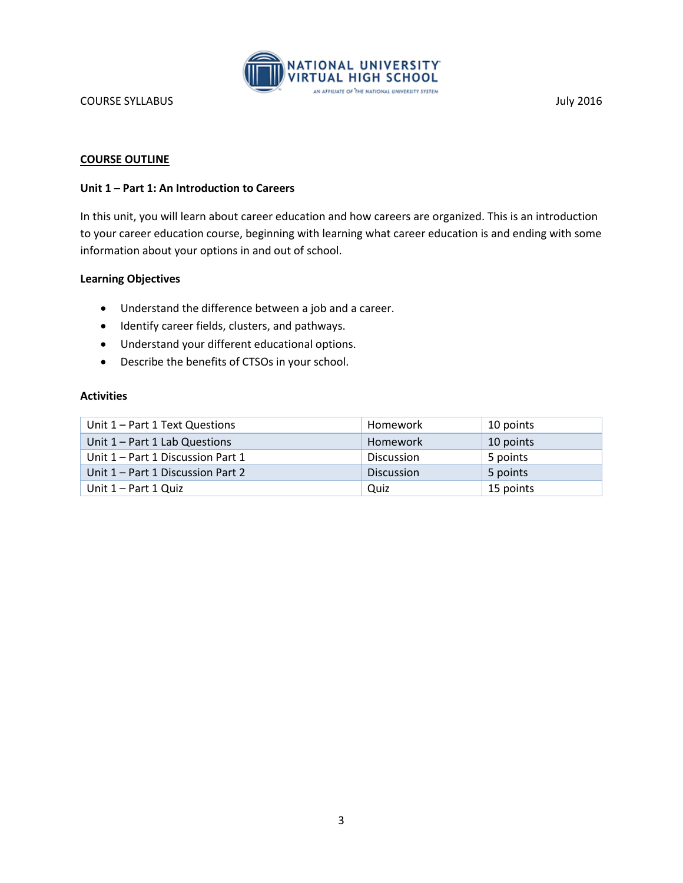## COURSE OUTLINE

### Unit 1 – Part 1: An Introduction to Careers

In this unit, you will learn about career education and how careers are organized. This is an introduction to your career education course, beginning with learning what career education is and ending with some information about your options in and out of school.

#### Learning Objectives

- Understand the difference between a job and a career.
- Identify career fields, clusters, and pathways.
- Understand your different educational options.
- Describe the benefits of CTSOs in your school.

#### Activities

| Activity | Type | Points |
|---|---|---|
| Unit 1 – Part 1 Text Questions | Homework | 10 points |
| Unit 1 – Part 1 Lab Questions | Homework | 10 points |
| Unit 1 – Part 1 Discussion Part 1 | Discussion | 5 points |
| Unit 1 – Part 1 Discussion Part 2 | Discussion | 5 points |
| Unit 1 – Part 1 Quiz | Quiz | 15 points |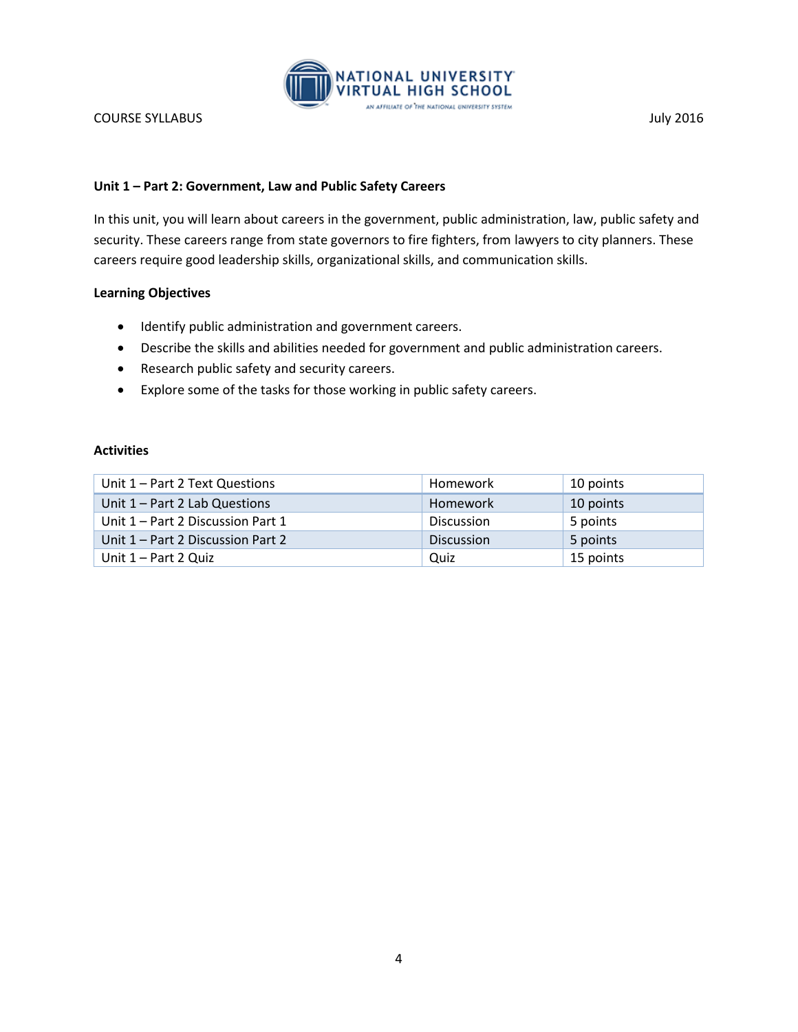### Unit 1 – Part 2: Government, Law and Public Safety Careers

In this unit, you will learn about careers in the government, public administration, law, public safety and security. These careers range from state governors to fire fighters, from lawyers to city planners. These careers require good leadership skills, organizational skills, and communication skills.

**Learning Objectives**

- Identify public administration and government careers.
- Describe the skills and abilities needed for government and public administration careers.
- Research public safety and security careers.
- Explore some of the tasks for those working in public safety careers.

**Activities**

| Unit 1 – Part 2 Text Questions | Homework | 10 points |
|---|---|---|
| Unit 1 – Part 2 Lab Questions | Homework | 10 points |
| Unit 1 – Part 2 Discussion Part 1 | Discussion | 5 points |
| Unit 1 – Part 2 Discussion Part 2 | Discussion | 5 points |
| Unit 1 – Part 2 Quiz | Quiz | 15 points |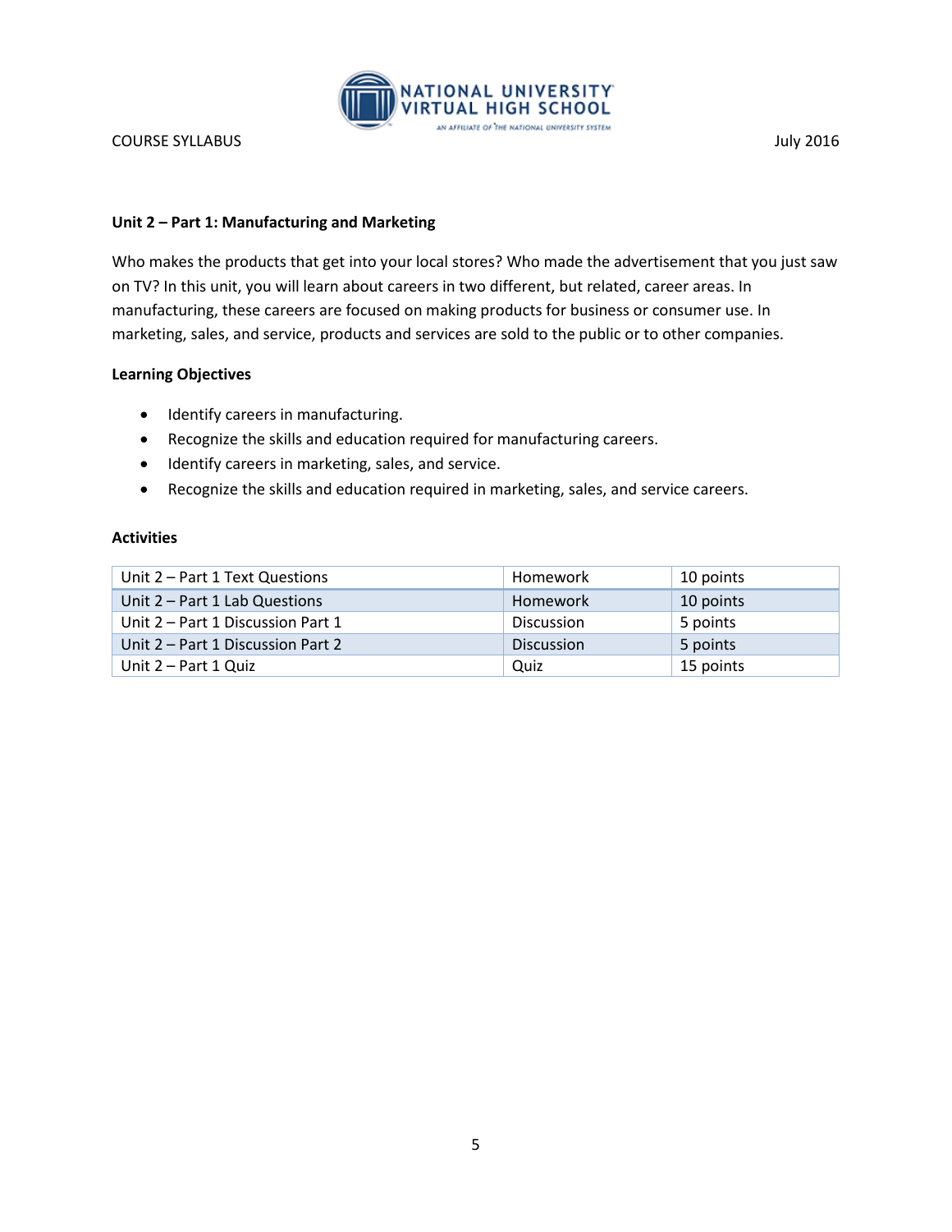### Unit 2 – Part 1: Manufacturing and Marketing

Who makes the products that get into your local stores? Who made the advertisement that you just saw on TV? In this unit, you will learn about careers in two different, but related, career areas. In manufacturing, these careers are focused on making products for business or consumer use. In marketing, sales, and service, products and services are sold to the public or to other companies.

#### Learning Objectives

- Identify careers in manufacturing.
- Recognize the skills and education required for manufacturing careers.
- Identify careers in marketing, sales, and service.
- Recognize the skills and education required in marketing, sales, and service careers.

#### Activities

| Activity | Type | Points |
|---|---|---|
| Unit 2 – Part 1 Text Questions | Homework | 10 points |
| Unit 2 – Part 1 Lab Questions | Homework | 10 points |
| Unit 2 – Part 1 Discussion Part 1 | Discussion | 5 points |
| Unit 2 – Part 1 Discussion Part 2 | Discussion | 5 points |
| Unit 2 – Part 1 Quiz | Quiz | 15 points |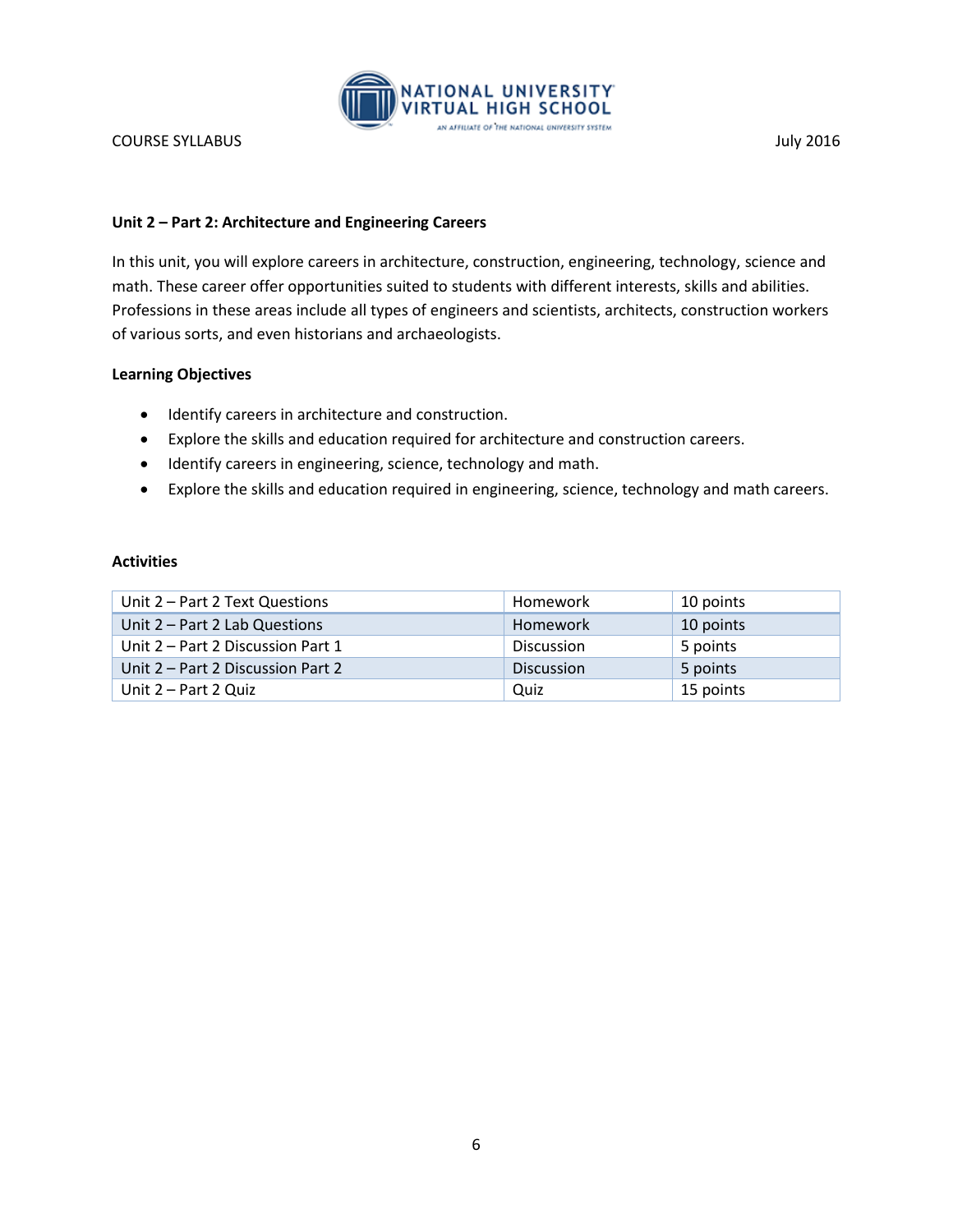## Unit 2 – Part 2: Architecture and Engineering Careers

In this unit, you will explore careers in architecture, construction, engineering, technology, science and math. These career offer opportunities suited to students with different interests, skills and abilities. Professions in these areas include all types of engineers and scientists, architects, construction workers of various sorts, and even historians and archaeologists.

### Learning Objectives

- Identify careers in architecture and construction.
- Explore the skills and education required for architecture and construction careers.
- Identify careers in engineering, science, technology and math.
- Explore the skills and education required in engineering, science, technology and math careers.

### Activities

| Unit 2 – Part 2 Text Questions | Homework | 10 points |
|---|---|---|
| Unit 2 – Part 2 Lab Questions | Homework | 10 points |
| Unit 2 – Part 2 Discussion Part 1 | Discussion | 5 points |
| Unit 2 – Part 2 Discussion Part 2 | Discussion | 5 points |
| Unit 2 – Part 2 Quiz | Quiz | 15 points |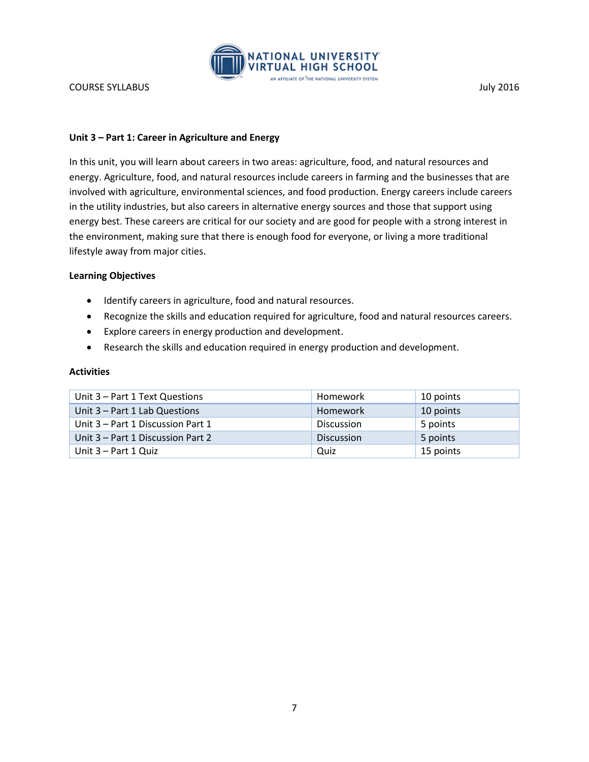**Unit 3 – Part 1: Career in Agriculture and Energy**

In this unit, you will learn about careers in two areas: agriculture, food, and natural resources and energy. Agriculture, food, and natural resources include careers in farming and the businesses that are involved with agriculture, environmental sciences, and food production. Energy careers include careers in the utility industries, but also careers in alternative energy sources and those that support using energy best. These careers are critical for our society and are good for people with a strong interest in the environment, making sure that there is enough food for everyone, or living a more traditional lifestyle away from major cities.

**Learning Objectives**

- Identify careers in agriculture, food and natural resources.
- Recognize the skills and education required for agriculture, food and natural resources careers.
- Explore careers in energy production and development.
- Research the skills and education required in energy production and development.

**Activities**

| Unit 3 – Part 1 Text Questions | Homework | 10 points |
|---|---|---|
| Unit 3 – Part 1 Lab Questions | Homework | 10 points |
| Unit 3 – Part 1 Discussion Part 1 | Discussion | 5 points |
| Unit 3 – Part 1 Discussion Part 2 | Discussion | 5 points |
| Unit 3 – Part 1 Quiz | Quiz | 15 points |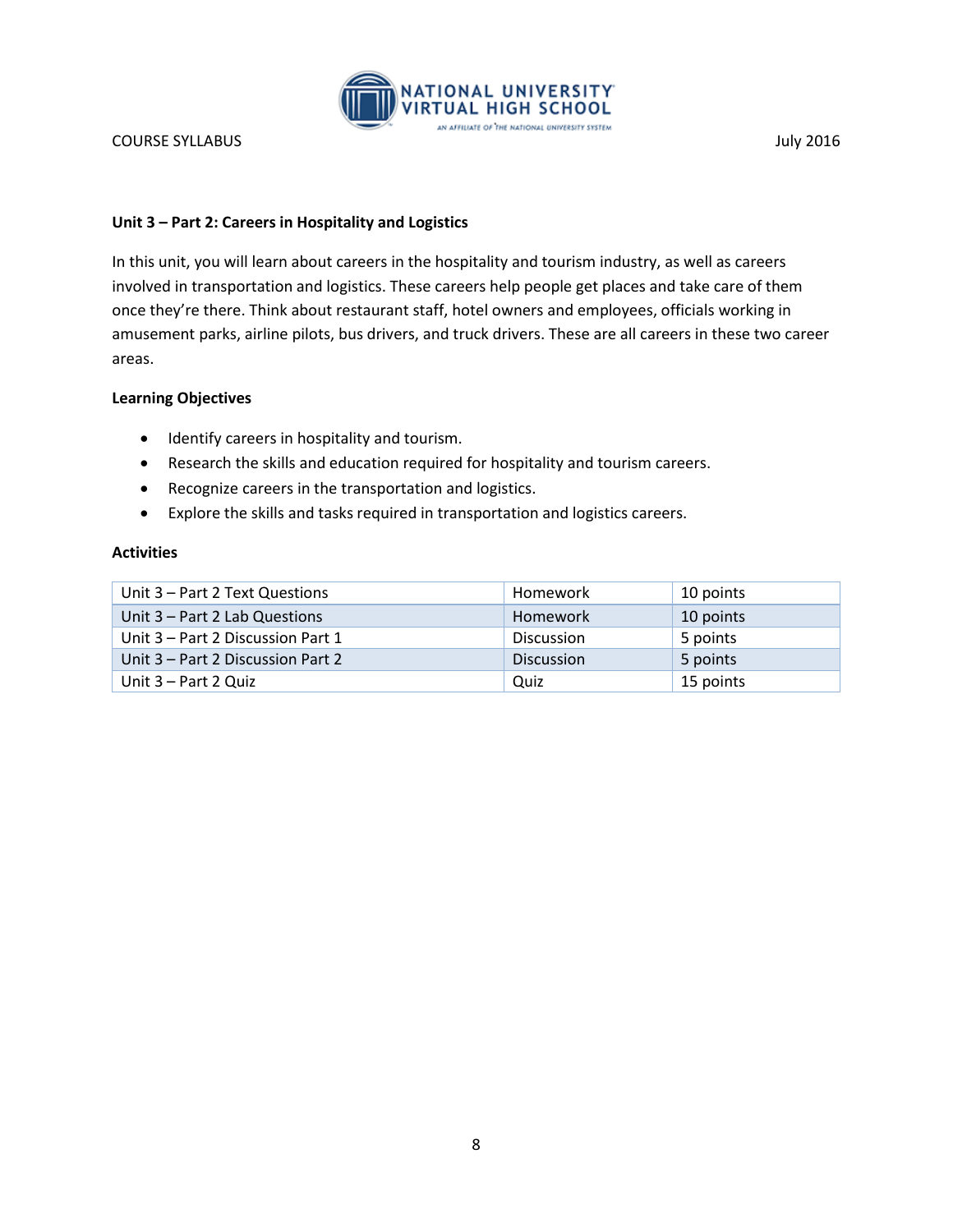### Unit 3 – Part 2: Careers in Hospitality and Logistics

In this unit, you will learn about careers in the hospitality and tourism industry, as well as careers involved in transportation and logistics. These careers help people get places and take care of them once they're there. Think about restaurant staff, hotel owners and employees, officials working in amusement parks, airline pilots, bus drivers, and truck drivers. These are all careers in these two career areas.

#### Learning Objectives

- Identify careers in hospitality and tourism.
- Research the skills and education required for hospitality and tourism careers.
- Recognize careers in the transportation and logistics.
- Explore the skills and tasks required in transportation and logistics careers.

#### Activities

| | | |
|---|---|---|
| Unit 3 – Part 2 Text Questions | Homework | 10 points |
| Unit 3 – Part 2 Lab Questions | Homework | 10 points |
| Unit 3 – Part 2 Discussion Part 1 | Discussion | 5 points |
| Unit 3 – Part 2 Discussion Part 2 | Discussion | 5 points |
| Unit 3 – Part 2 Quiz | Quiz | 15 points |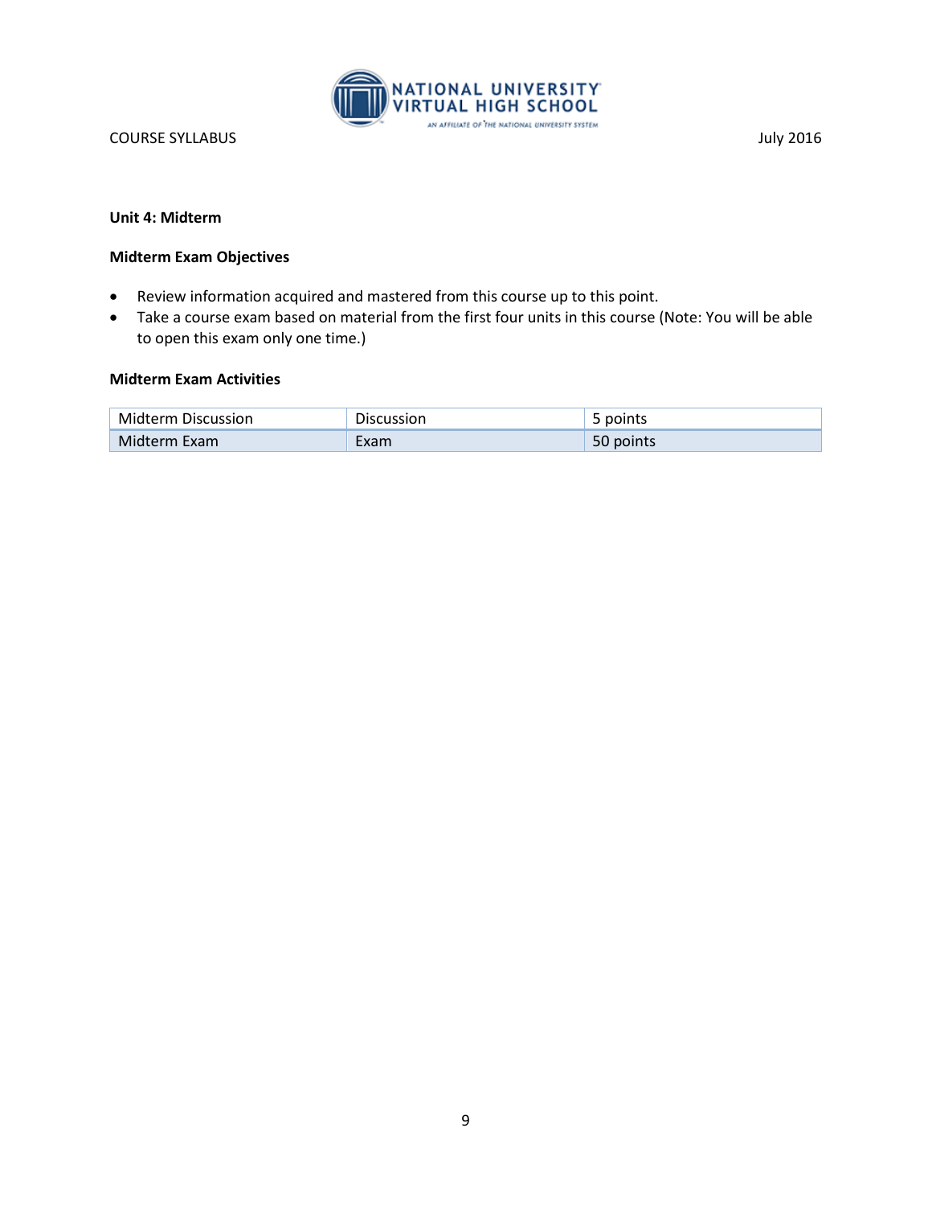**Unit 4: Midterm**

**Midterm Exam Objectives**

- Review information acquired and mastered from this course up to this point.
- Take a course exam based on material from the first four units in this course (Note: You will be able to open this exam only one time.)

**Midterm Exam Activities**

| | | |
|---|---|---|
| Midterm Discussion | Discussion | 5 points |
| Midterm Exam | Exam | 50 points |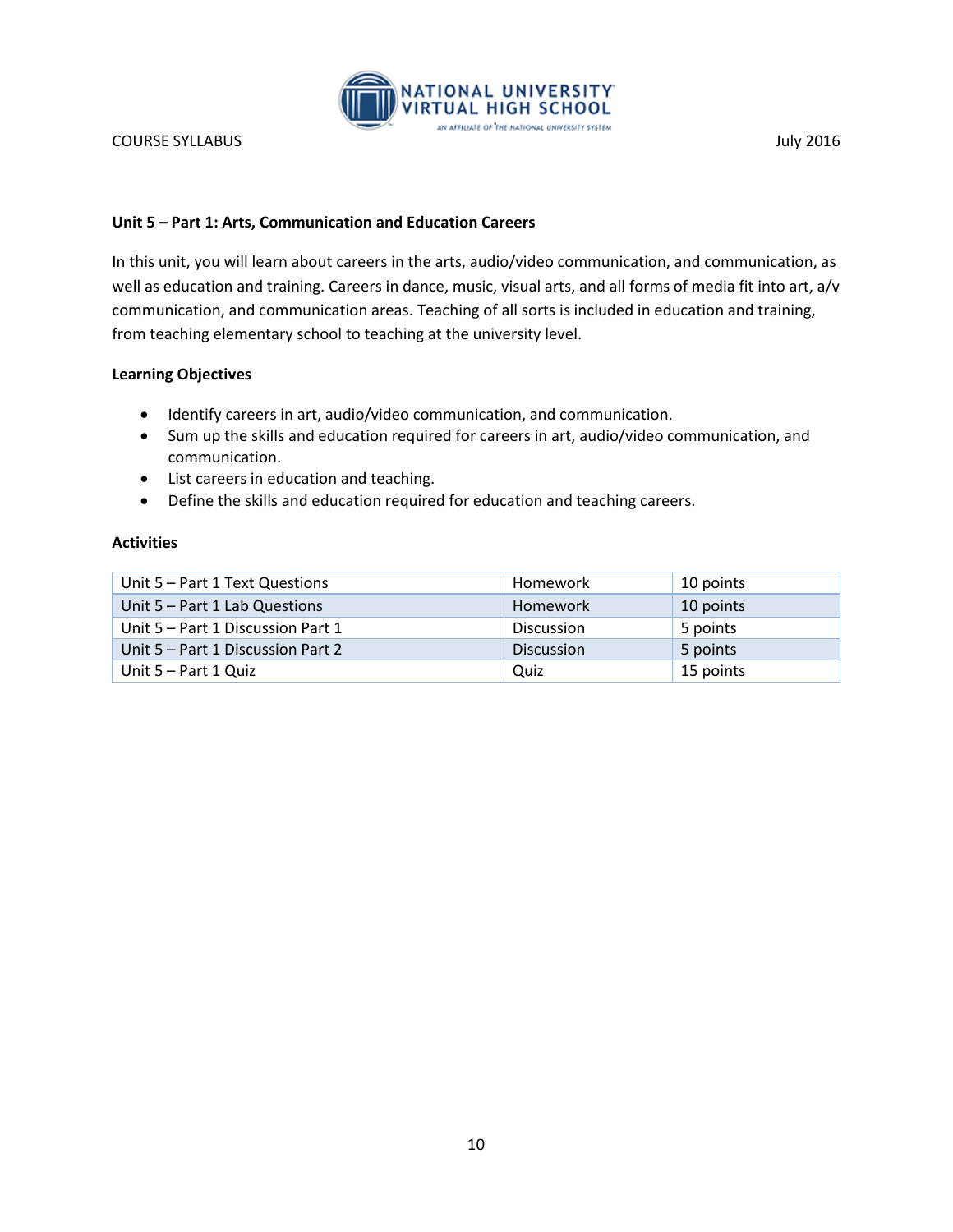**Unit 5 – Part 1: Arts, Communication and Education Careers**

In this unit, you will learn about careers in the arts, audio/video communication, and communication, as well as education and training. Careers in dance, music, visual arts, and all forms of media fit into art, a/v communication, and communication areas. Teaching of all sorts is included in education and training, from teaching elementary school to teaching at the university level.

**Learning Objectives**

- Identify careers in art, audio/video communication, and communication.
- Sum up the skills and education required for careers in art, audio/video communication, and communication.
- List careers in education and teaching.
- Define the skills and education required for education and teaching careers.

**Activities**

| | | |
|---|---|---|
| Unit 5 – Part 1 Text Questions | Homework | 10 points |
| Unit 5 – Part 1 Lab Questions | Homework | 10 points |
| Unit 5 – Part 1 Discussion Part 1 | Discussion | 5 points |
| Unit 5 – Part 1 Discussion Part 2 | Discussion | 5 points |
| Unit 5 – Part 1 Quiz | Quiz | 15 points |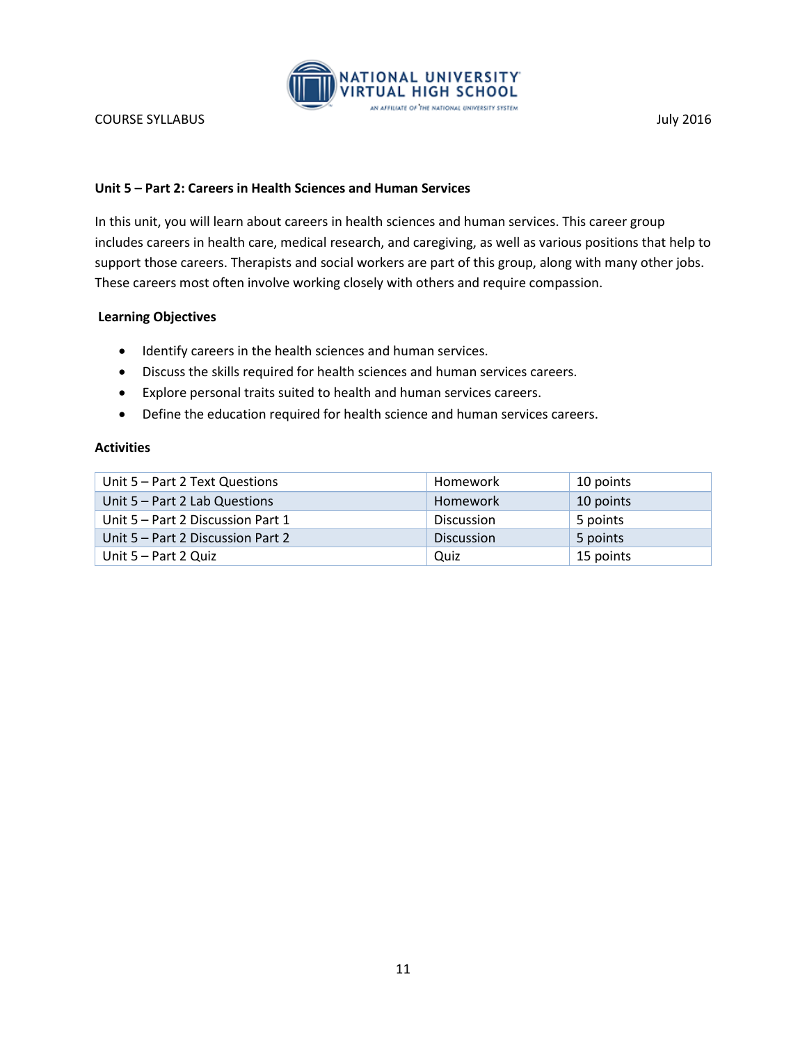### Unit 5 – Part 2: Careers in Health Sciences and Human Services

In this unit, you will learn about careers in health sciences and human services. This career group includes careers in health care, medical research, and caregiving, as well as various positions that help to support those careers. Therapists and social workers are part of this group, along with many other jobs. These careers most often involve working closely with others and require compassion.

**Learning Objectives**

- Identify careers in the health sciences and human services.
- Discuss the skills required for health sciences and human services careers.
- Explore personal traits suited to health and human services careers.
- Define the education required for health science and human services careers.

**Activities**

| Activity | Type | Points |
|---|---|---|
| Unit 5 – Part 2 Text Questions | Homework | 10 points |
| Unit 5 – Part 2 Lab Questions | Homework | 10 points |
| Unit 5 – Part 2 Discussion Part 1 | Discussion | 5 points |
| Unit 5 – Part 2 Discussion Part 2 | Discussion | 5 points |
| Unit 5 – Part 2 Quiz | Quiz | 15 points |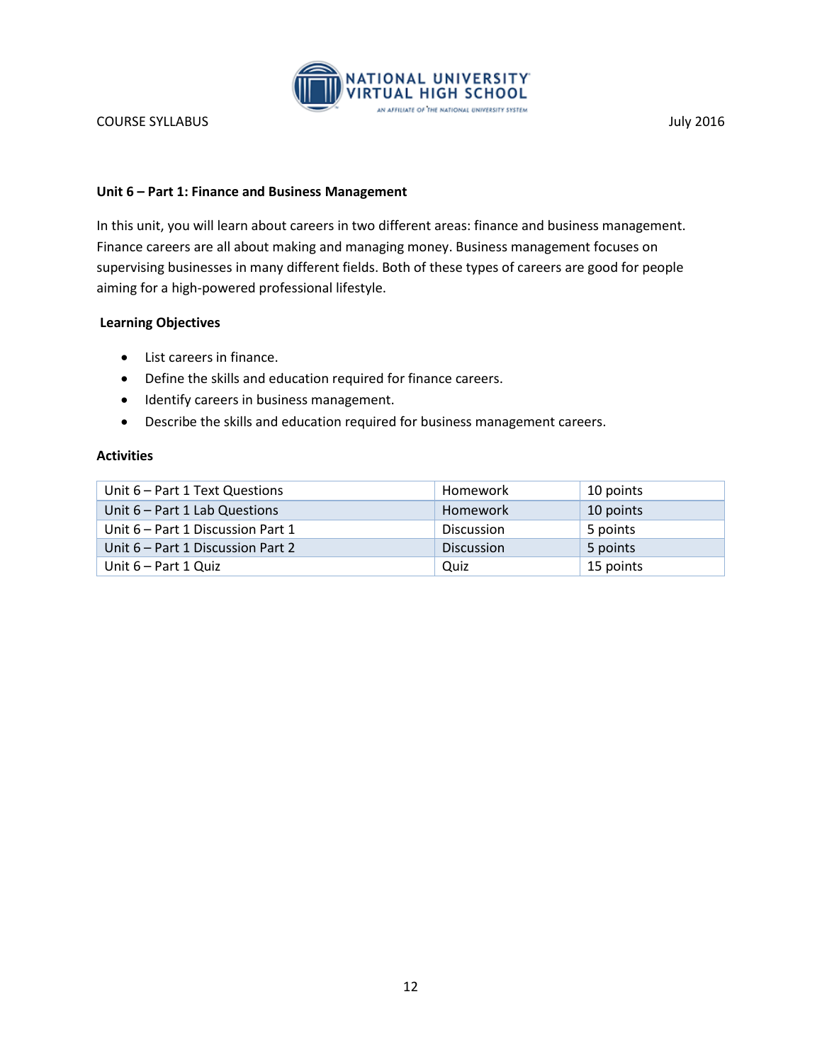**Unit 6 – Part 1: Finance and Business Management**

In this unit, you will learn about careers in two different areas: finance and business management. Finance careers are all about making and managing money. Business management focuses on supervising businesses in many different fields. Both of these types of careers are good for people aiming for a high-powered professional lifestyle.

**Learning Objectives**

- List careers in finance.
- Define the skills and education required for finance careers.
- Identify careers in business management.
- Describe the skills and education required for business management careers.

**Activities**

| Activity | Type | Points |
|---|---|---|
| Unit 6 – Part 1 Text Questions | Homework | 10 points |
| Unit 6 – Part 1 Lab Questions | Homework | 10 points |
| Unit 6 – Part 1 Discussion Part 1 | Discussion | 5 points |
| Unit 6 – Part 1 Discussion Part 2 | Discussion | 5 points |
| Unit 6 – Part 1 Quiz | Quiz | 15 points |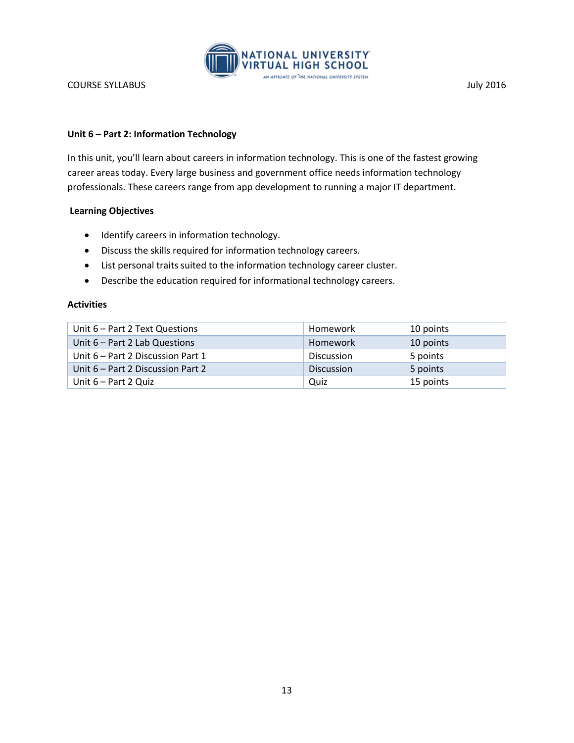## Unit 6 – Part 2: Information Technology

In this unit, you'll learn about careers in information technology. This is one of the fastest growing career areas today. Every large business and government office needs information technology professionals. These careers range from app development to running a major IT department.

### Learning Objectives

- Identify careers in information technology.
- Discuss the skills required for information technology careers.
- List personal traits suited to the information technology career cluster.
- Describe the education required for informational technology careers.

### Activities

| | | |
|---|---|---|
| Unit 6 – Part 2 Text Questions | Homework | 10 points |
| Unit 6 – Part 2 Lab Questions | Homework | 10 points |
| Unit 6 – Part 2 Discussion Part 1 | Discussion | 5 points |
| Unit 6 – Part 2 Discussion Part 2 | Discussion | 5 points |
| Unit 6 – Part 2 Quiz | Quiz | 15 points |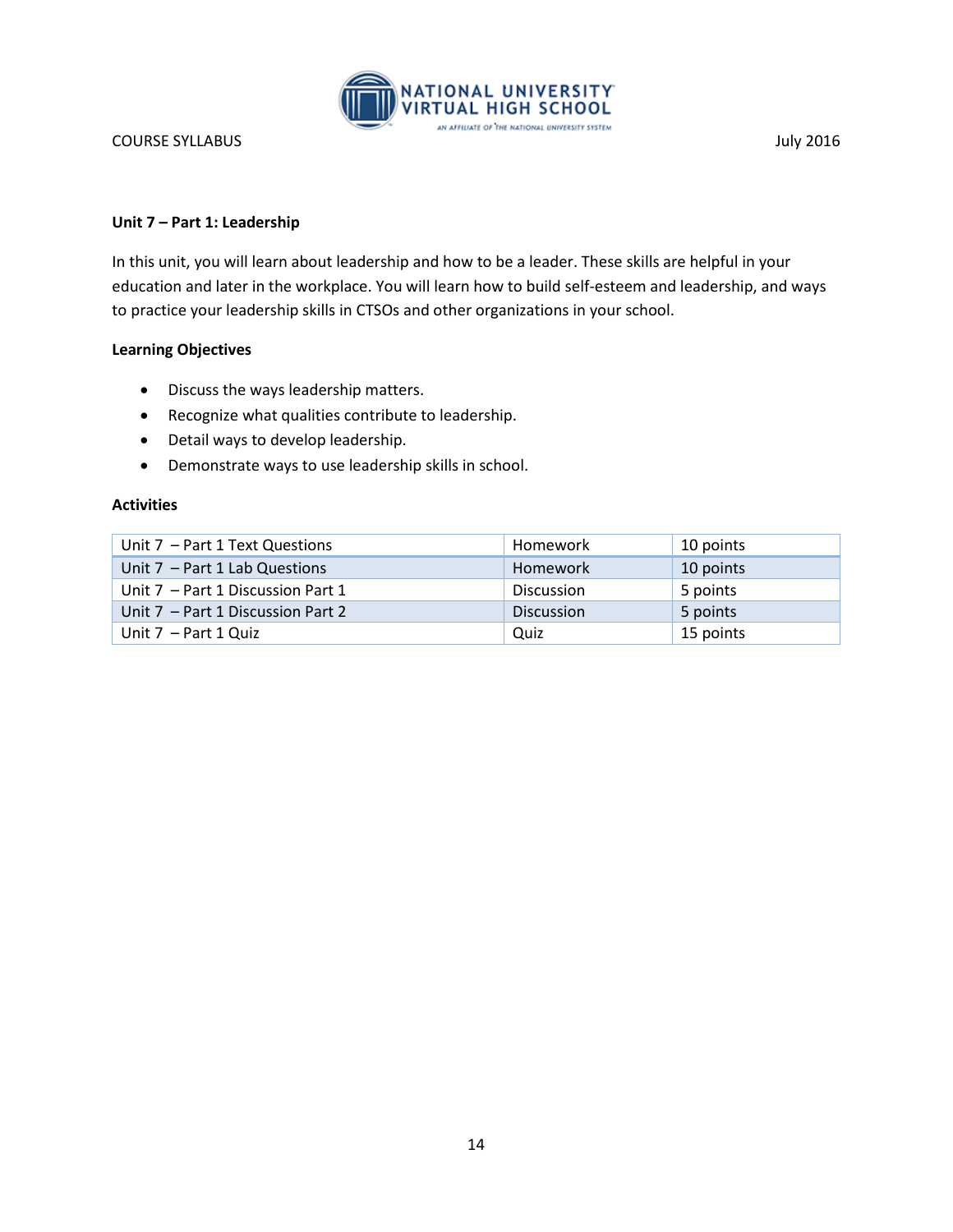## Unit 7 – Part 1: Leadership

In this unit, you will learn about leadership and how to be a leader. These skills are helpful in your education and later in the workplace. You will learn how to build self-esteem and leadership, and ways to practice your leadership skills in CTSOs and other organizations in your school.

### Learning Objectives

- Discuss the ways leadership matters.
- Recognize what qualities contribute to leadership.
- Detail ways to develop leadership.
- Demonstrate ways to use leadership skills in school.

### Activities

| Unit 7 – Part 1 Text Questions | Homework | 10 points |
|---|---|---|
| Unit 7 – Part 1 Lab Questions | Homework | 10 points |
| Unit 7 – Part 1 Discussion Part 1 | Discussion | 5 points |
| Unit 7 – Part 1 Discussion Part 2 | Discussion | 5 points |
| Unit 7 – Part 1 Quiz | Quiz | 15 points |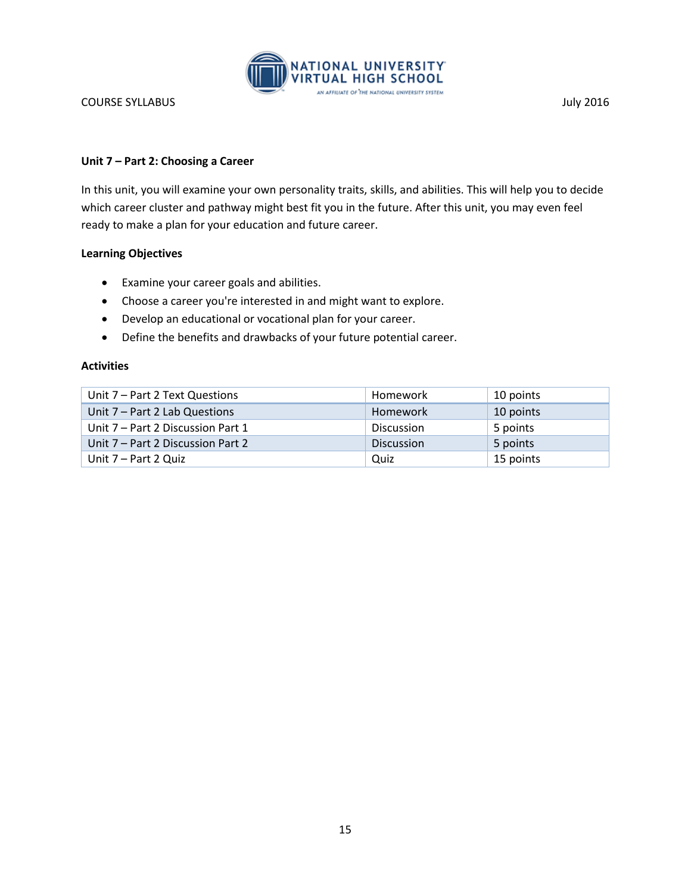**Unit 7 – Part 2: Choosing a Career**

In this unit, you will examine your own personality traits, skills, and abilities. This will help you to decide which career cluster and pathway might best fit you in the future. After this unit, you may even feel ready to make a plan for your education and future career.

**Learning Objectives**

- Examine your career goals and abilities.
- Choose a career you're interested in and might want to explore.
- Develop an educational or vocational plan for your career.
- Define the benefits and drawbacks of your future potential career.

**Activities**

| | | |
|---|---|---|
| Unit 7 – Part 2 Text Questions | Homework | 10 points |
| Unit 7 – Part 2 Lab Questions | Homework | 10 points |
| Unit 7 – Part 2 Discussion Part 1 | Discussion | 5 points |
| Unit 7 – Part 2 Discussion Part 2 | Discussion | 5 points |
| Unit 7 – Part 2 Quiz | Quiz | 15 points |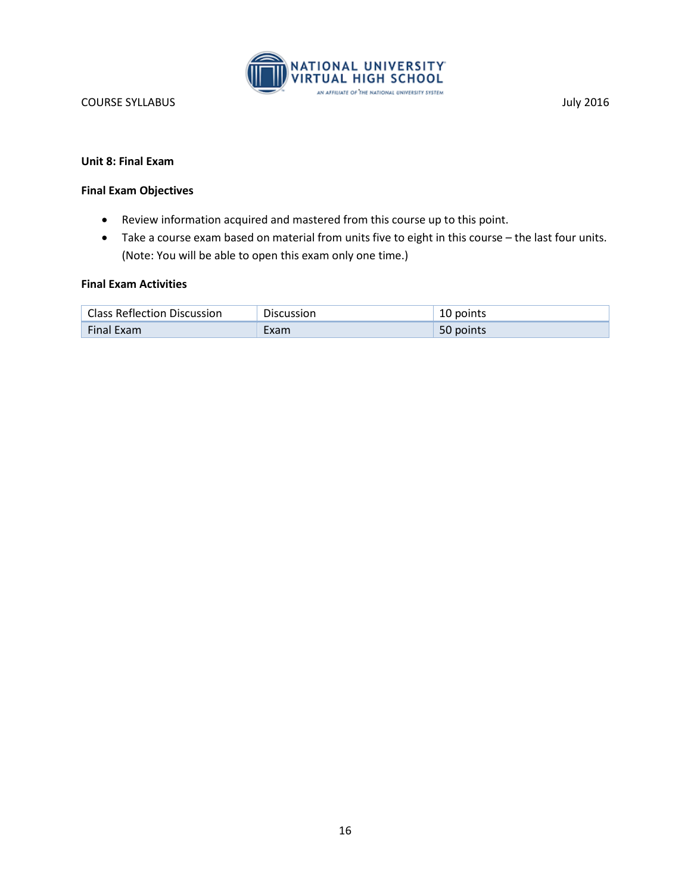**Unit 8: Final Exam**

**Final Exam Objectives**

- Review information acquired and mastered from this course up to this point.
- Take a course exam based on material from units five to eight in this course – the last four units. (Note: You will be able to open this exam only one time.)

**Final Exam Activities**

| | | |
|---|---|---|
| Class Reflection Discussion | Discussion | 10 points |
| Final Exam | Exam | 50 points |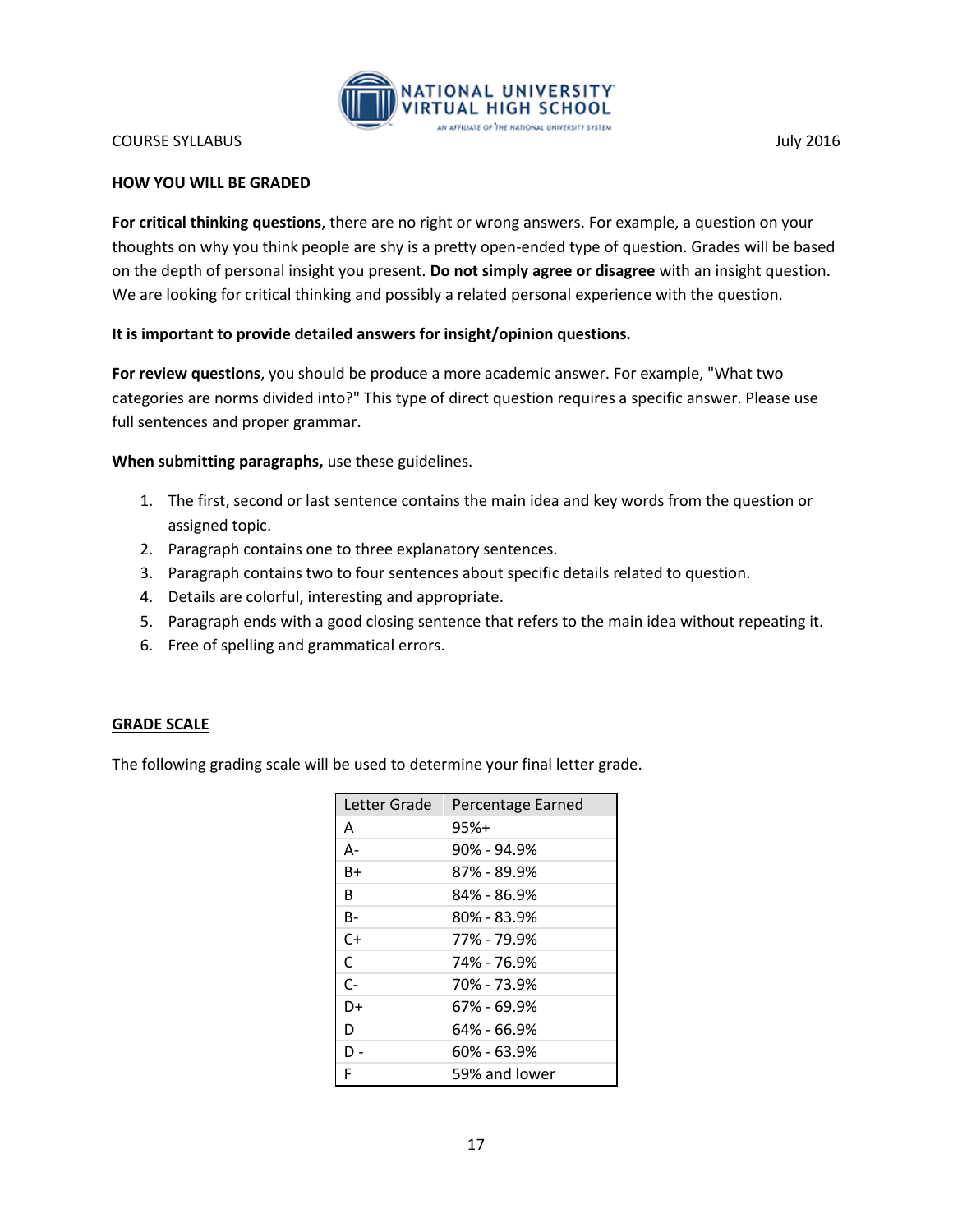## HOW YOU WILL BE GRADED

**For critical thinking questions**, there are no right or wrong answers. For example, a question on your thoughts on why you think people are shy is a pretty open-ended type of question. Grades will be based on the depth of personal insight you present. **Do not simply agree or disagree** with an insight question. We are looking for critical thinking and possibly a related personal experience with the question.

**It is important to provide detailed answers for insight/opinion questions.**

**For review questions**, you should be produce a more academic answer. For example, "What two categories are norms divided into?" This type of direct question requires a specific answer. Please use full sentences and proper grammar.

**When submitting paragraphs,** use these guidelines.

1. The first, second or last sentence contains the main idea and key words from the question or assigned topic.
2. Paragraph contains one to three explanatory sentences.
3. Paragraph contains two to four sentences about specific details related to question.
4. Details are colorful, interesting and appropriate.
5. Paragraph ends with a good closing sentence that refers to the main idea without repeating it.
6. Free of spelling and grammatical errors.

## GRADE SCALE

The following grading scale will be used to determine your final letter grade.

| Letter Grade | Percentage Earned |
|---|---|
| A | 95%+ |
| A- | 90% - 94.9% |
| B+ | 87% - 89.9% |
| B | 84% - 86.9% |
| B- | 80% - 83.9% |
| C+ | 77% - 79.9% |
| C | 74% - 76.9% |
| C- | 70% - 73.9% |
| D+ | 67% - 69.9% |
| D | 64% - 66.9% |
| D - | 60% - 63.9% |
| F | 59% and lower |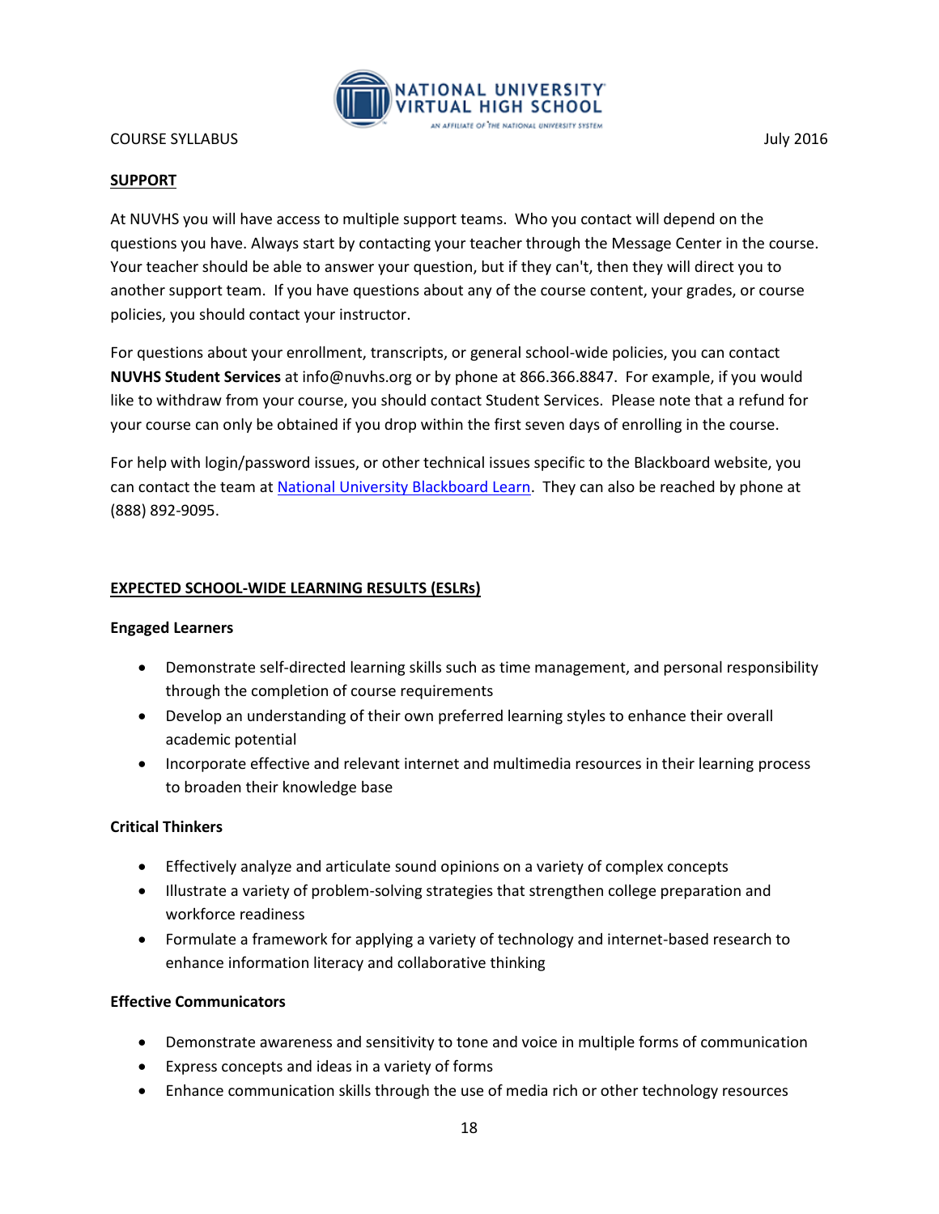## SUPPORT

At NUVHS you will have access to multiple support teams. Who you contact will depend on the questions you have. Always start by contacting your teacher through the Message Center in the course. Your teacher should be able to answer your question, but if they can't, then they will direct you to another support team. If you have questions about any of the course content, your grades, or course policies, you should contact your instructor.

For questions about your enrollment, transcripts, or general school-wide policies, you can contact **NUVHS Student Services** at info@nuvhs.org or by phone at 866.366.8847. For example, if you would like to withdraw from your course, you should contact Student Services. Please note that a refund for your course can only be obtained if you drop within the first seven days of enrolling in the course.

For help with login/password issues, or other technical issues specific to the Blackboard website, you can contact the team at National University Blackboard Learn. They can also be reached by phone at (888) 892-9095.

## EXPECTED SCHOOL-WIDE LEARNING RESULTS (ESLRs)

**Engaged Learners**

- Demonstrate self-directed learning skills such as time management, and personal responsibility through the completion of course requirements
- Develop an understanding of their own preferred learning styles to enhance their overall academic potential
- Incorporate effective and relevant internet and multimedia resources in their learning process to broaden their knowledge base

**Critical Thinkers**

- Effectively analyze and articulate sound opinions on a variety of complex concepts
- Illustrate a variety of problem-solving strategies that strengthen college preparation and workforce readiness
- Formulate a framework for applying a variety of technology and internet-based research to enhance information literacy and collaborative thinking

**Effective Communicators**

- Demonstrate awareness and sensitivity to tone and voice in multiple forms of communication
- Express concepts and ideas in a variety of forms
- Enhance communication skills through the use of media rich or other technology resources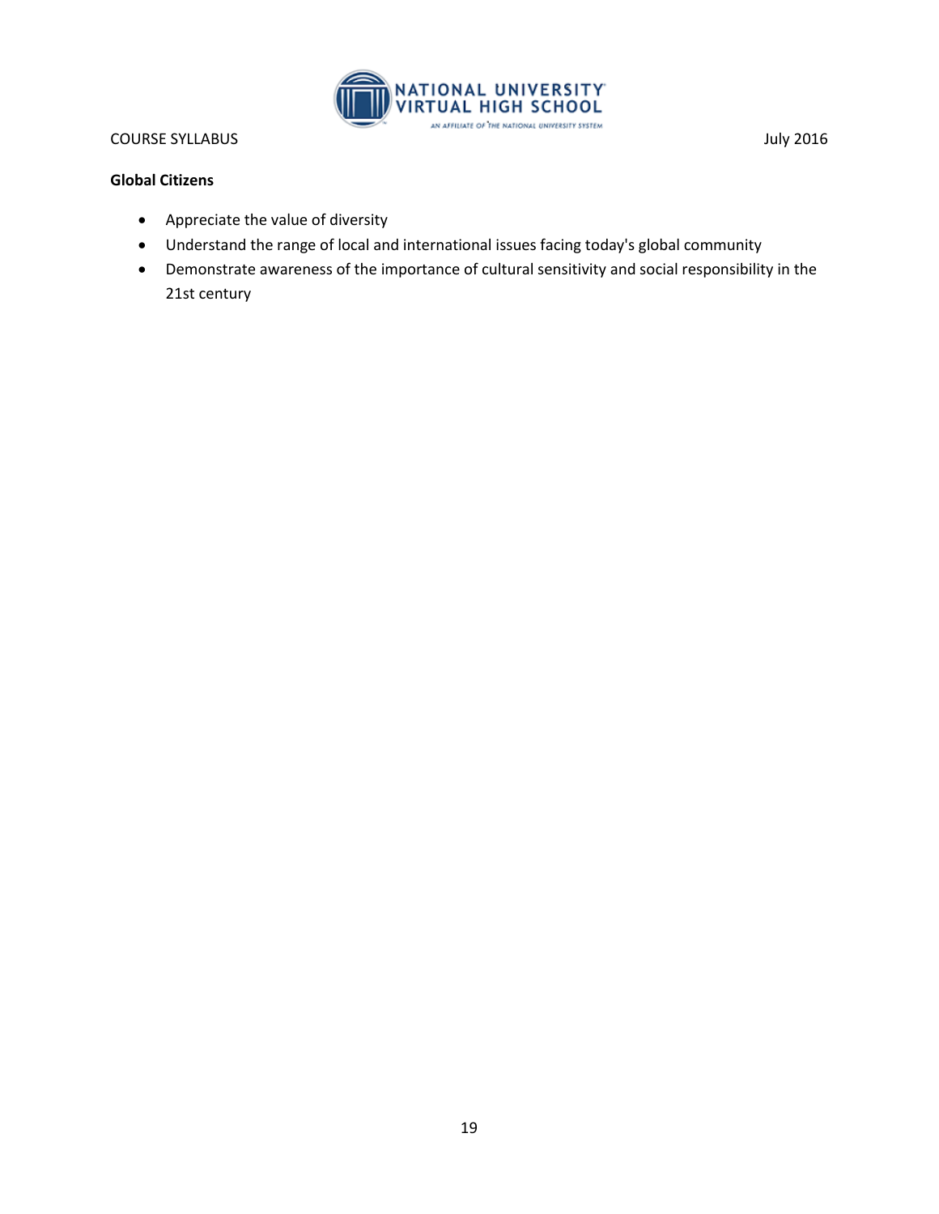**Global Citizens**

- Appreciate the value of diversity
- Understand the range of local and international issues facing today's global community
- Demonstrate awareness of the importance of cultural sensitivity and social responsibility in the 21st century